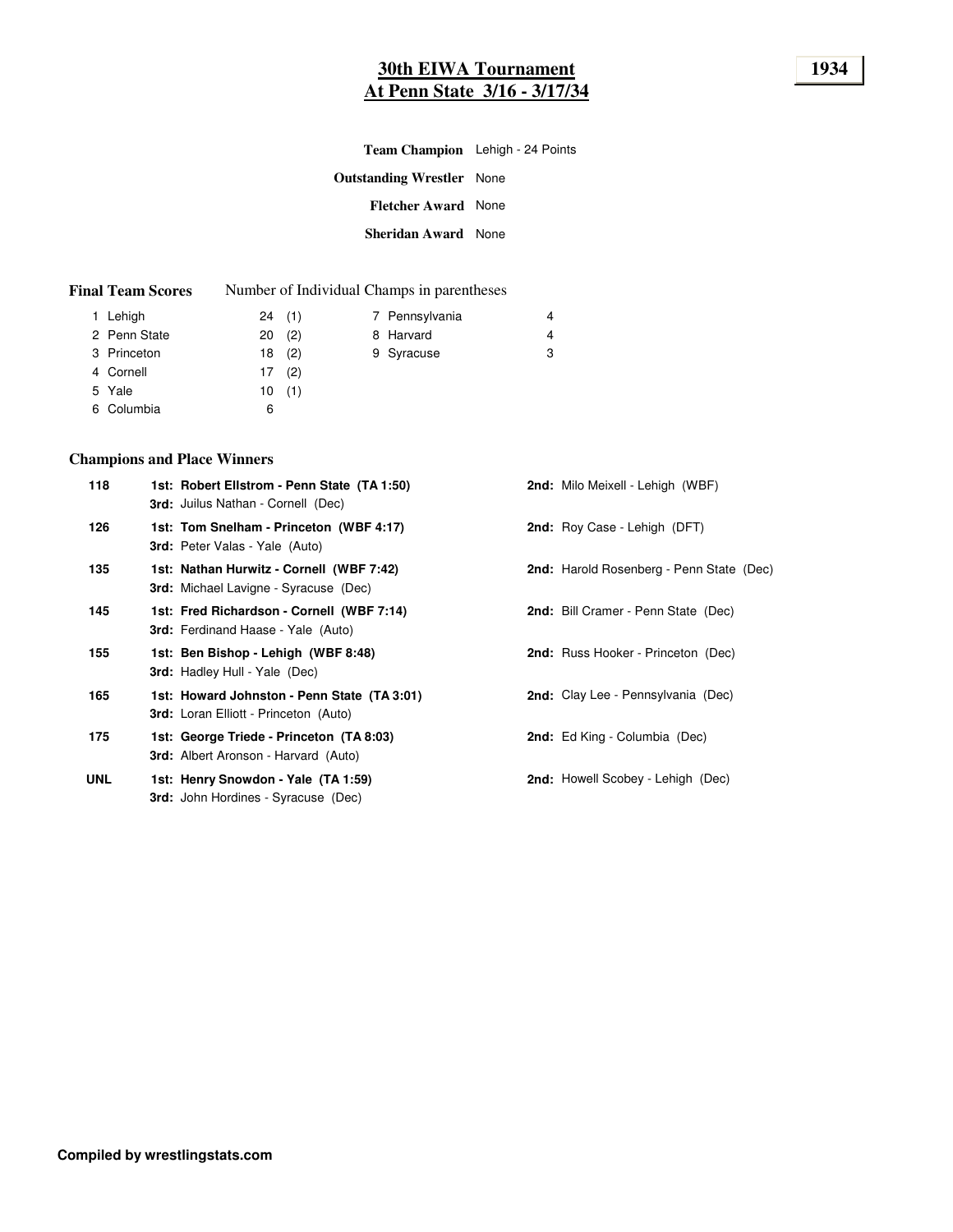# 30th EIWA Tournament
## At Penn State 3/16 - 3/17/34

**1934**

**Team Champion** Lehigh - 24 Points

**Outstanding Wrestler** None

**Fletcher Award** None

**Sheridan Award** None

**Final Team Scores** Number of Individual Champs in parentheses

| Place | Team | Points | Champs |
|---|---|---|---|
| 1 | Lehigh | 24 | (1) |
| 2 | Penn State | 20 | (2) |
| 3 | Princeton | 18 | (2) |
| 4 | Cornell | 17 | (2) |
| 5 | Yale | 10 | (1) |
| 6 | Columbia | 6 | |
| 7 | Pennsylvania | 4 | |
| 8 | Harvard | 4 | |
| 9 | Syracuse | 3 | |

### Champions and Place Winners

| Weight | 1st | 2nd | 3rd |
|---|---|---|---|
| 118 | **Robert Ellstrom - Penn State (TA 1:50)** | Milo Meixell - Lehigh (WBF) | Juilus Nathan - Cornell (Dec) |
| 126 | **Tom Snelham - Princeton (WBF 4:17)** | Roy Case - Lehigh (DFT) | Peter Valas - Yale (Auto) |
| 135 | **Nathan Hurwitz - Cornell (WBF 7:42)** | Harold Rosenberg - Penn State (Dec) | Michael Lavigne - Syracuse (Dec) |
| 145 | **Fred Richardson - Cornell (WBF 7:14)** | Bill Cramer - Penn State (Dec) | Ferdinand Haase - Yale (Auto) |
| 155 | **Ben Bishop - Lehigh (WBF 8:48)** | Russ Hooker - Princeton (Dec) | Hadley Hull - Yale (Dec) |
| 165 | **Howard Johnston - Penn State (TA 3:01)** | Clay Lee - Pennsylvania (Dec) | Loran Elliott - Princeton (Auto) |
| 175 | **George Triede - Princeton (TA 8:03)** | Ed King - Columbia (Dec) | Albert Aronson - Harvard (Auto) |
| UNL | **Henry Snowdon - Yale (TA 1:59)** | Howell Scobey - Lehigh (Dec) | John Hordines - Syracuse (Dec) |

**Compiled by wrestlingstats.com**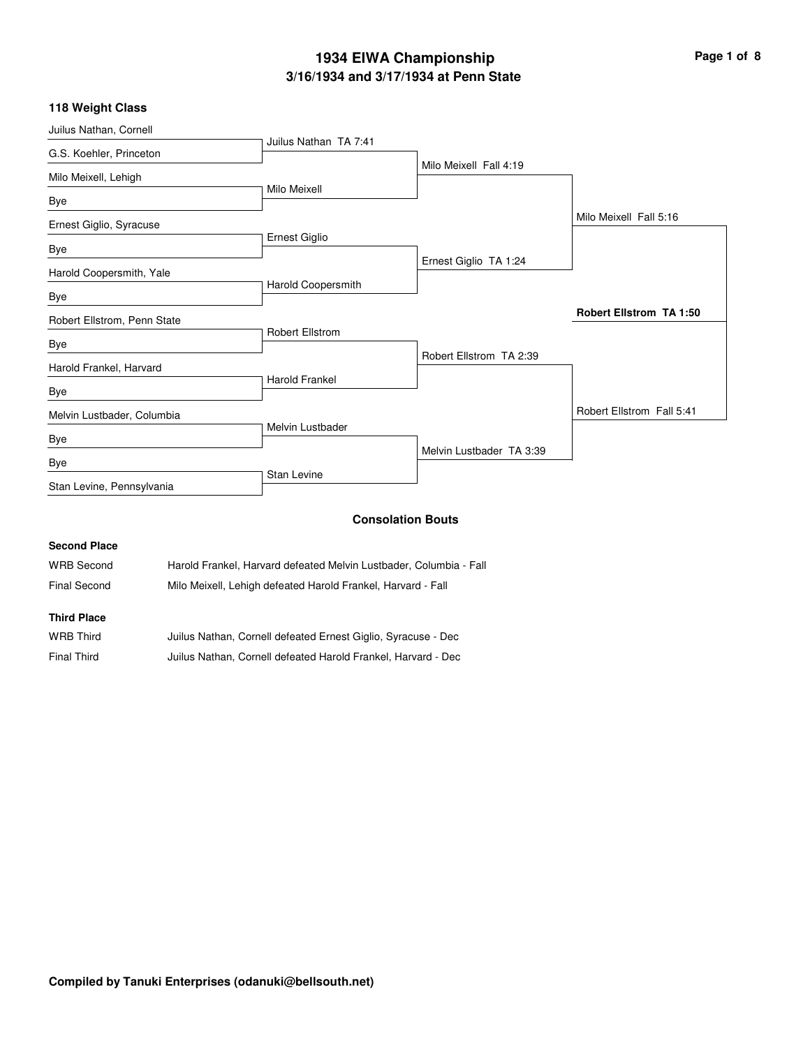# 1934 EIWA Championship

## 3/16/1934 and 3/17/1934 at Penn State

### 118 Weight Class

| First Round | Quarterfinals | Semifinals | Finals | Champion |
|---|---|---|---|---|
| Juilus Nathan, Cornell | | | | |
| G.S. Koehler, Princeton | Juilus Nathan TA 7:41 | | | |
| Milo Meixell, Lehigh | | Milo Meixell Fall 4:19 | | |
| Bye | Milo Meixell | | | |
| Ernest Giglio, Syracuse | | | Milo Meixell Fall 5:16 | |
| Bye | Ernest Giglio | | | |
| Harold Coopersmith, Yale | | Ernest Giglio TA 1:24 | | |
| Bye | Harold Coopersmith | | | |
| Robert Ellstrom, Penn State | | | | **Robert Ellstrom TA 1:50** |
| Bye | Robert Ellstrom | | | |
| Harold Frankel, Harvard | | Robert Ellstrom TA 2:39 | | |
| Bye | Harold Frankel | | | |
| Melvin Lustbader, Columbia | | | Robert Ellstrom Fall 5:41 | |
| Bye | Melvin Lustbader | | | |
| Bye | | Melvin Lustbader TA 3:39 | | |
| Stan Levine, Pennsylvania | Stan Levine | | | |

### Consolation Bouts

**Second Place**

| | |
|---|---|
| WRB Second | Harold Frankel, Harvard defeated Melvin Lustbader, Columbia - Fall |
| Final Second | Milo Meixell, Lehigh defeated Harold Frankel, Harvard - Fall |

**Third Place**

| | |
|---|---|
| WRB Third | Juilus Nathan, Cornell defeated Ernest Giglio, Syracuse - Dec |
| Final Third | Juilus Nathan, Cornell defeated Harold Frankel, Harvard - Dec |

**Compiled by Tanuki Enterprises (odanuki@bellsouth.net)**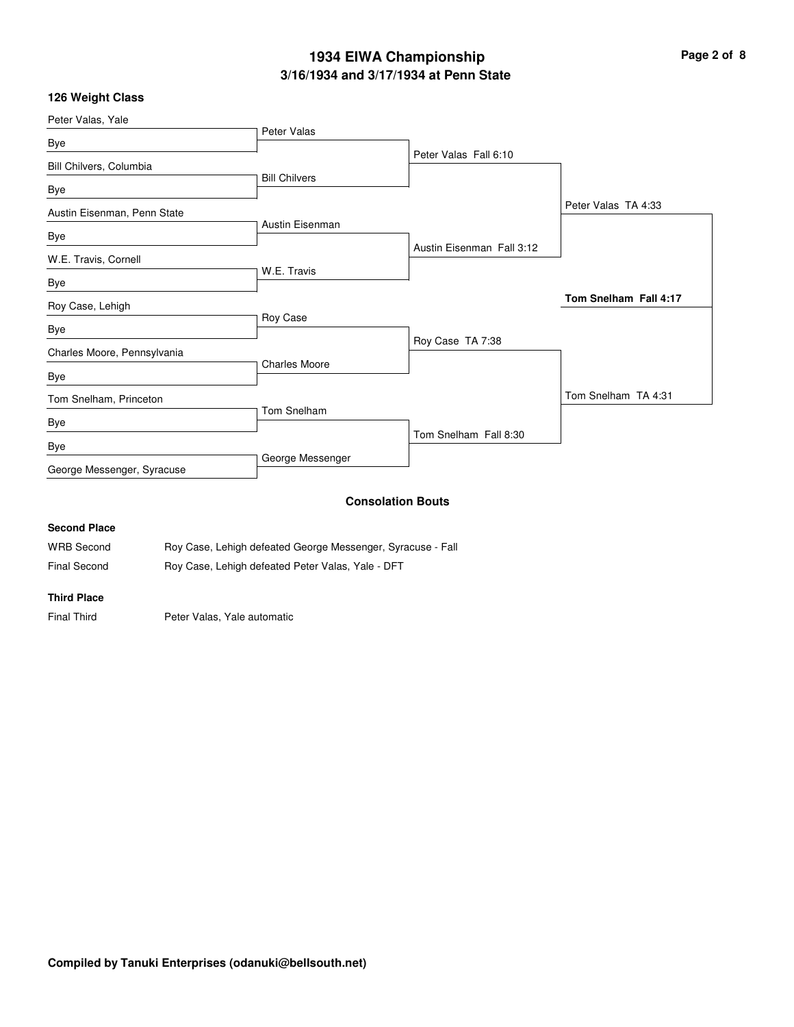# 1934 EIWA Championship

## 3/16/1934 and 3/17/1934 at Penn State

### 126 Weight Class

**First Round**

- Peter Valas, Yale vs. Bye — Peter Valas
- Bill Chilvers, Columbia vs. Bye — Bill Chilvers
- Austin Eisenman, Penn State vs. Bye — Austin Eisenman
- W.E. Travis, Cornell vs. Bye — W.E. Travis
- Roy Case, Lehigh vs. Bye — Roy Case
- Charles Moore, Pennsylvania vs. Bye — Charles Moore
- Tom Snelham, Princeton vs. Bye — Tom Snelham
- Bye vs. George Messenger, Syracuse — George Messenger

**Quarterfinals**

- Peter Valas Fall 6:10
- Austin Eisenman Fall 3:12
- Roy Case TA 7:38
- Tom Snelham Fall 8:30

**Semifinals**

- Peter Valas TA 4:33
- Tom Snelham TA 4:31

**Final**

- **Tom Snelham Fall 4:17**

### Consolation Bouts

**Second Place**

| | |
|---|---|
| WRB Second | Roy Case, Lehigh defeated George Messenger, Syracuse - Fall |
| Final Second | Roy Case, Lehigh defeated Peter Valas, Yale - DFT |

**Third Place**

| | |
|---|---|
| Final Third | Peter Valas, Yale automatic |

**Compiled by Tanuki Enterprises (odanuki@bellsouth.net)**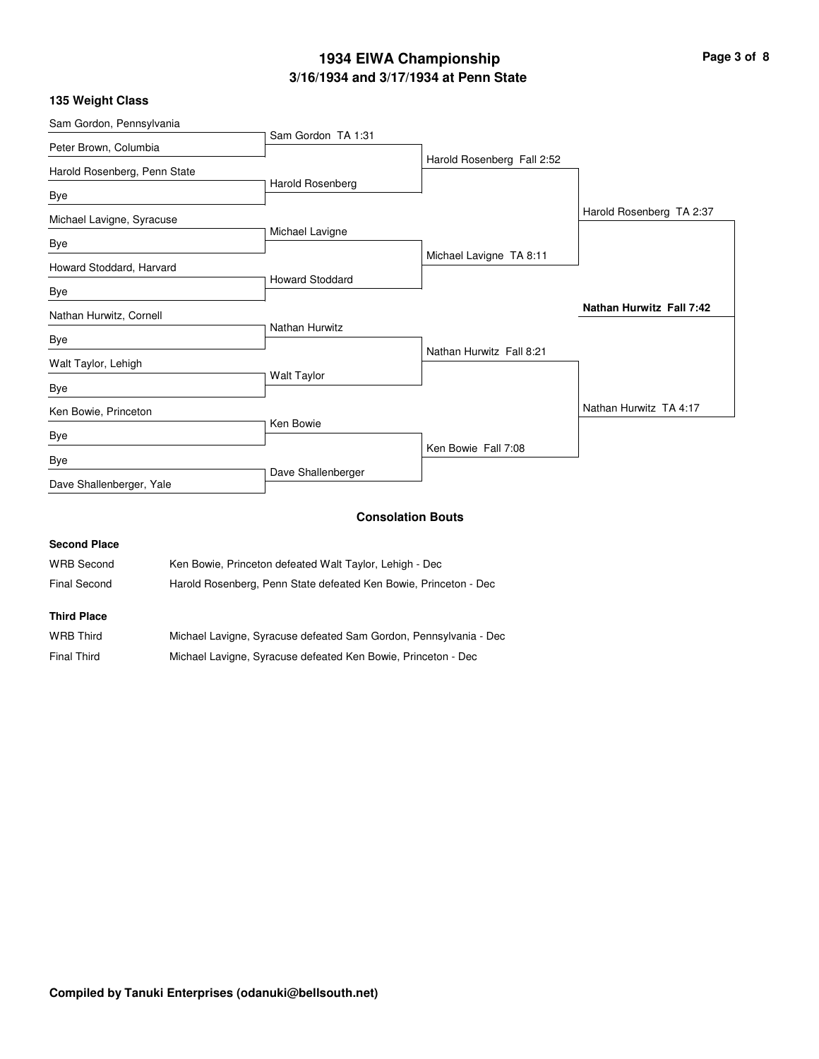# 1934 EIWA Championship

## 3/16/1934 and 3/17/1934 at Penn State

### 135 Weight Class

| First Round | Quarterfinals | Semifinals | Finals |
| --- | --- | --- | --- |
| Sam Gordon, Pennsylvania | | | |
| | Sam Gordon TA 1:31 | | |
| Peter Brown, Columbia | | | |
| | | Harold Rosenberg Fall 2:52 | |
| Harold Rosenberg, Penn State | | | |
| | Harold Rosenberg | | |
| Bye | | | |
| | | | Harold Rosenberg TA 2:37 |
| Michael Lavigne, Syracuse | | | |
| | Michael Lavigne | | |
| Bye | | | |
| | | Michael Lavigne TA 8:11 | |
| Howard Stoddard, Harvard | | | |
| | Howard Stoddard | | |
| Bye | | | |
| | | | **Nathan Hurwitz Fall 7:42** |
| Nathan Hurwitz, Cornell | | | |
| | Nathan Hurwitz | | |
| Bye | | | |
| | | Nathan Hurwitz Fall 8:21 | |
| Walt Taylor, Lehigh | | | |
| | Walt Taylor | | |
| Bye | | | |
| | | | Nathan Hurwitz TA 4:17 |
| Ken Bowie, Princeton | | | |
| | Ken Bowie | | |
| Bye | | | |
| | | Ken Bowie Fall 7:08 | |
| Bye | | | |
| | Dave Shallenberger | | |
| Dave Shallenberger, Yale | | | |

### Consolation Bouts

**Second Place**

| | |
| --- | --- |
| WRB Second | Ken Bowie, Princeton defeated Walt Taylor, Lehigh - Dec |
| Final Second | Harold Rosenberg, Penn State defeated Ken Bowie, Princeton - Dec |

**Third Place**

| | |
| --- | --- |
| WRB Third | Michael Lavigne, Syracuse defeated Sam Gordon, Pennsylvania - Dec |
| Final Third | Michael Lavigne, Syracuse defeated Ken Bowie, Princeton - Dec |

**Compiled by Tanuki Enterprises (odanuki@bellsouth.net)**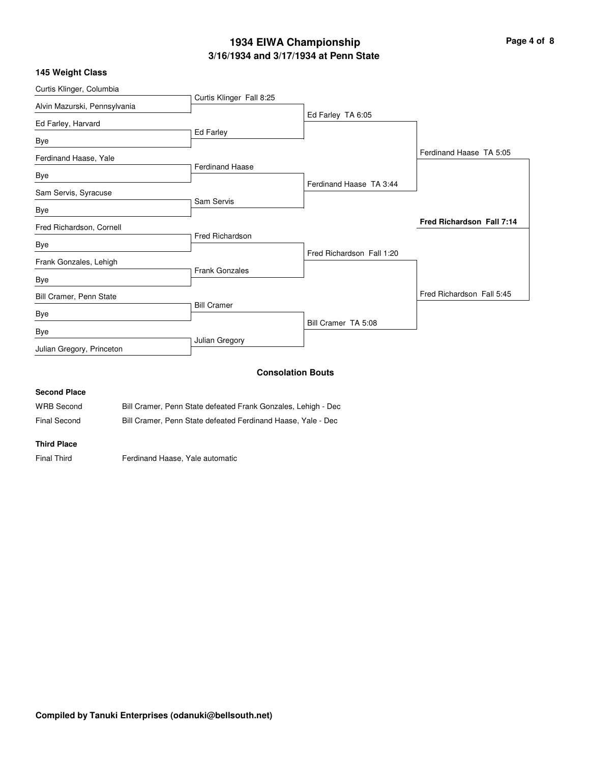# 1934 EIWA Championship

## 3/16/1934 and 3/17/1934 at Penn State

### 145 Weight Class

| First Round | Quarterfinals | Semifinals | Finals | Champion |
|---|---|---|---|---|
| Curtis Klinger, Columbia | Curtis Klinger Fall 8:25 | Ed Farley TA 6:05 | Ferdinand Haase TA 5:05 | **Fred Richardson Fall 7:14** |
| Alvin Mazurski, Pennsylvania | | | | |
| Ed Farley, Harvard | Ed Farley | | | |
| Bye | | | | |
| Ferdinand Haase, Yale | Ferdinand Haase | Ferdinand Haase TA 3:44 | | |
| Bye | | | | |
| Sam Servis, Syracuse | Sam Servis | | | |
| Bye | | | | |
| Fred Richardson, Cornell | Fred Richardson | Fred Richardson Fall 1:20 | Fred Richardson Fall 5:45 | |
| Bye | | | | |
| Frank Gonzales, Lehigh | Frank Gonzales | | | |
| Bye | | | | |
| Bill Cramer, Penn State | Bill Cramer | Bill Cramer TA 5:08 | | |
| Bye | | | | |
| Bye | Julian Gregory | | | |
| Julian Gregory, Princeton | | | | |

### Consolation Bouts

**Second Place**

| | |
|---|---|
| WRB Second | Bill Cramer, Penn State defeated Frank Gonzales, Lehigh - Dec |
| Final Second | Bill Cramer, Penn State defeated Ferdinand Haase, Yale - Dec |

**Third Place**

| | |
|---|---|
| Final Third | Ferdinand Haase, Yale automatic |

**Compiled by Tanuki Enterprises (odanuki@bellsouth.net)**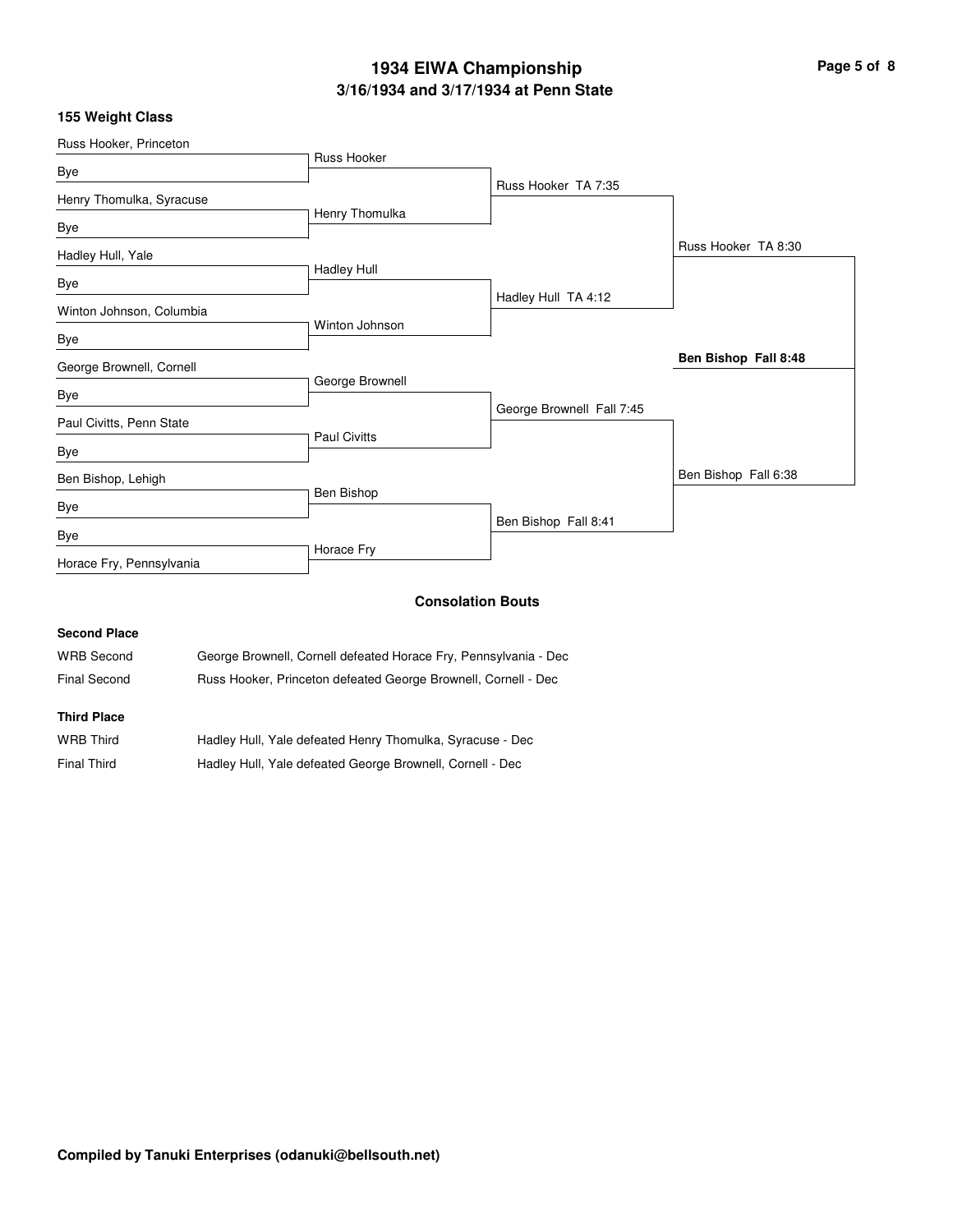# 1934 EIWA Championship

## 3/16/1934 and 3/17/1934 at Penn State

### 155 Weight Class

**Preliminary Round**

- Russ Hooker, Princeton vs. Bye → Russ Hooker
- Henry Thomulka, Syracuse vs. Bye → Henry Thomulka
- Hadley Hull, Yale vs. Bye → Hadley Hull
- Winton Johnson, Columbia vs. Bye → Winton Johnson
- George Brownell, Cornell vs. Bye → George Brownell
- Paul Civitts, Penn State vs. Bye → Paul Civitts
- Ben Bishop, Lehigh vs. Bye → Ben Bishop
- Bye vs. Horace Fry, Pennsylvania → Horace Fry

**Quarterfinals**

- Russ Hooker TA 7:35
- Hadley Hull TA 4:12
- George Brownell Fall 7:45
- Ben Bishop Fall 8:41

**Semifinals**

- Russ Hooker TA 8:30
- Ben Bishop Fall 6:38

**Final**

- **Ben Bishop Fall 8:48**

### Consolation Bouts

**Second Place**

| | |
|---|---|
| WRB Second | George Brownell, Cornell defeated Horace Fry, Pennsylvania - Dec |
| Final Second | Russ Hooker, Princeton defeated George Brownell, Cornell - Dec |

**Third Place**

| | |
|---|---|
| WRB Third | Hadley Hull, Yale defeated Henry Thomulka, Syracuse - Dec |
| Final Third | Hadley Hull, Yale defeated George Brownell, Cornell - Dec |

**Compiled by Tanuki Enterprises (odanuki@bellsouth.net)**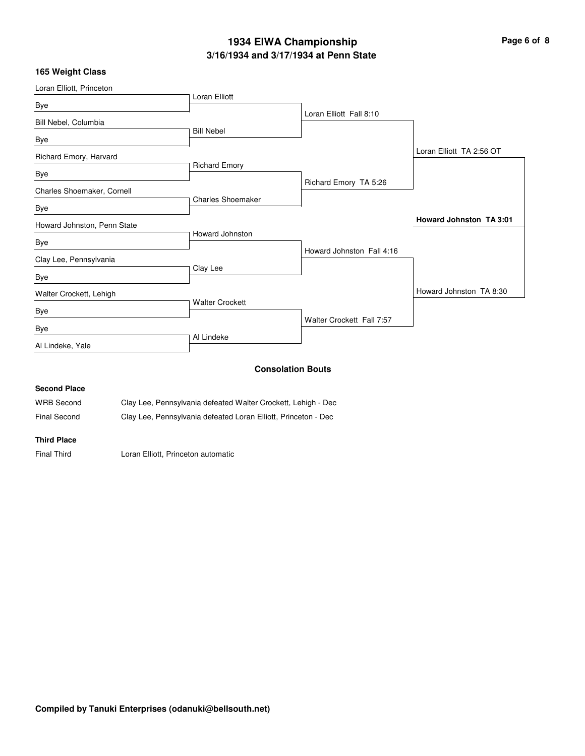# 1934 EIWA Championship

## 3/16/1934 and 3/17/1934 at Penn State

### 165 Weight Class

| First Round | Quarterfinals | Semifinals | Finals |
| --- | --- | --- | --- |
| Loran Elliott, Princeton vs. Bye | Loran Elliott | | |
| Bill Nebel, Columbia vs. Bye | Bill Nebel | Loran Elliott Fall 8:10 | |
| Richard Emory, Harvard vs. Bye | Richard Emory | | Loran Elliott TA 2:56 OT |
| Charles Shoemaker, Cornell vs. Bye | Charles Shoemaker | Richard Emory TA 5:26 | |
| Howard Johnston, Penn State vs. Bye | Howard Johnston | | |
| Clay Lee, Pennsylvania vs. Bye | Clay Lee | Howard Johnston Fall 4:16 | |
| Walter Crockett, Lehigh vs. Bye | Walter Crockett | | Howard Johnston TA 8:30 |
| Bye vs. Al Lindeke, Yale | Al Lindeke | Walter Crockett Fall 7:57 | |

**Champion: Howard Johnston TA 3:01**

### Consolation Bouts

**Second Place**

| | |
| --- | --- |
| WRB Second | Clay Lee, Pennsylvania defeated Walter Crockett, Lehigh - Dec |
| Final Second | Clay Lee, Pennsylvania defeated Loran Elliott, Princeton - Dec |

**Third Place**

| | |
| --- | --- |
| Final Third | Loran Elliott, Princeton automatic |

**Compiled by Tanuki Enterprises (odanuki@bellsouth.net)**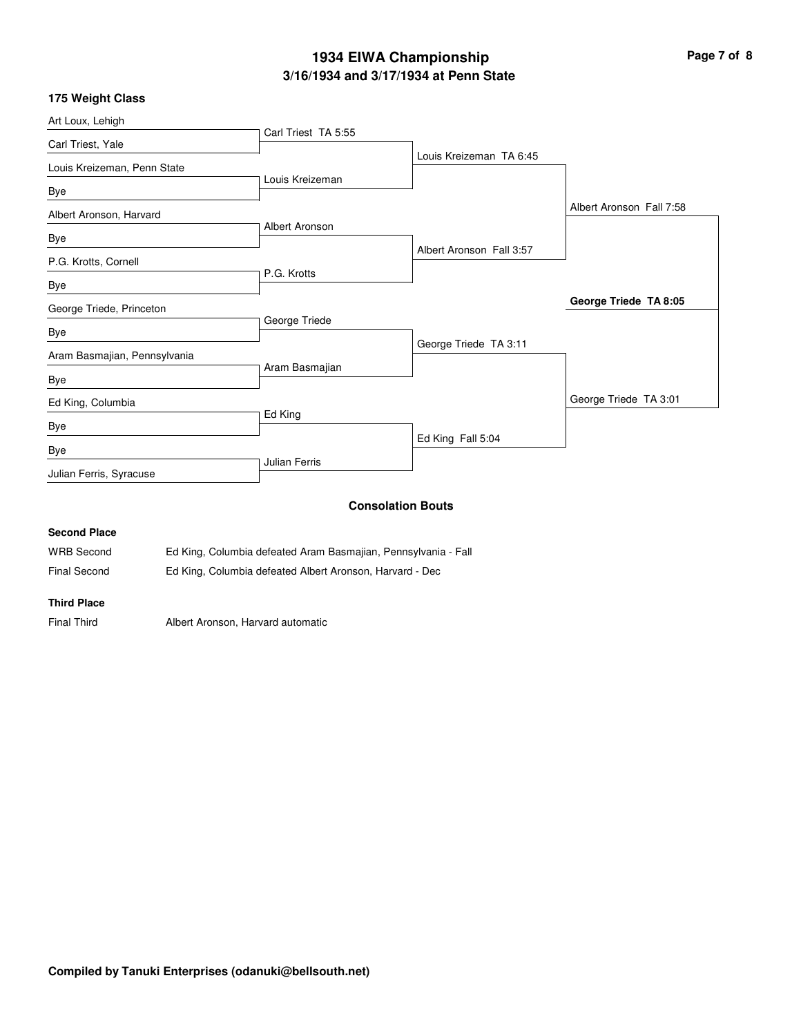# 1934 EIWA Championship
## 3/16/1934 and 3/17/1934 at Penn State

### 175 Weight Class

| First Round | Quarterfinals | Semifinals | Finals |
| --- | --- | --- | --- |
| Art Loux, Lehigh | Carl Triest TA 5:55 | Louis Kreizeman TA 6:45 | Albert Aronson Fall 7:58 |
| Carl Triest, Yale | | | |
| Louis Kreizeman, Penn State | Louis Kreizeman | | |
| Bye | | | |
| Albert Aronson, Harvard | Albert Aronson | Albert Aronson Fall 3:57 | |
| Bye | | | |
| P.G. Krotts, Cornell | P.G. Krotts | | |
| Bye | | | |
| George Triede, Princeton | George Triede | George Triede TA 3:11 | George Triede TA 3:01 |
| Bye | | | |
| Aram Basmajian, Pennsylvania | Aram Basmajian | | |
| Bye | | | |
| Ed King, Columbia | Ed King | Ed King Fall 5:04 | |
| Bye | | | |
| Bye | Julian Ferris | | |
| Julian Ferris, Syracuse | | | |

**Champion: George Triede TA 8:05**

### Consolation Bouts

**Second Place**

| | |
| --- | --- |
| WRB Second | Ed King, Columbia defeated Aram Basmajian, Pennsylvania - Fall |
| Final Second | Ed King, Columbia defeated Albert Aronson, Harvard - Dec |

**Third Place**

| | |
| --- | --- |
| Final Third | Albert Aronson, Harvard automatic |

**Compiled by Tanuki Enterprises (odanuki@bellsouth.net)**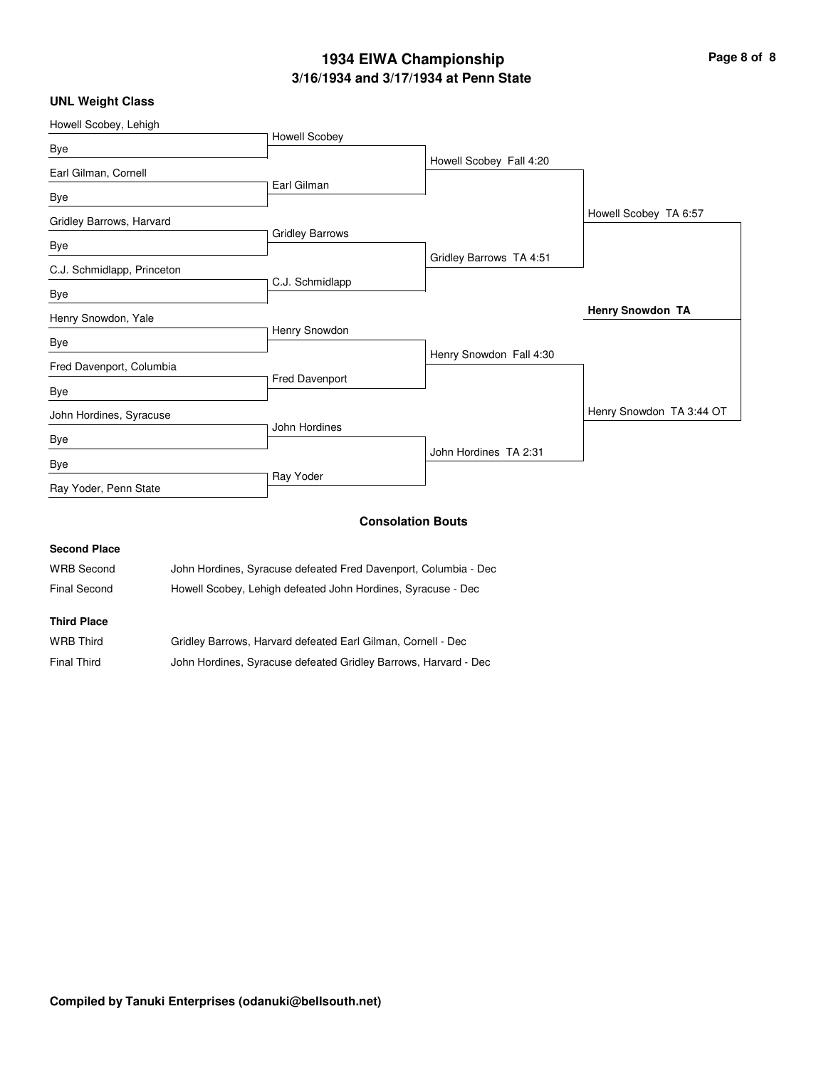# 1934 EIWA Championship

## 3/16/1934 and 3/17/1934 at Penn State

### UNL Weight Class

**First Round**

- Howell Scobey, Lehigh vs Bye — Howell Scobey
- Earl Gilman, Cornell vs Bye — Earl Gilman
- Gridley Barrows, Harvard vs Bye — Gridley Barrows
- C.J. Schmidlapp, Princeton vs Bye — C.J. Schmidlapp
- Henry Snowdon, Yale vs Bye — Henry Snowdon
- Fred Davenport, Columbia vs Bye — Fred Davenport
- John Hordines, Syracuse vs Bye — John Hordines
- Bye vs Ray Yoder, Penn State — Ray Yoder

**Quarterfinals**

- Howell Scobey Fall 4:20
- Gridley Barrows TA 4:51
- Henry Snowdon Fall 4:30
- John Hordines TA 2:31

**Semifinals**

- Howell Scobey TA 6:57
- Henry Snowdon TA 3:44 OT

**Champion**

- **Henry Snowdon TA**

### Consolation Bouts

**Second Place**

| | |
|---|---|
| WRB Second | John Hordines, Syracuse defeated Fred Davenport, Columbia - Dec |
| Final Second | Howell Scobey, Lehigh defeated John Hordines, Syracuse - Dec |

**Third Place**

| | |
|---|---|
| WRB Third | Gridley Barrows, Harvard defeated Earl Gilman, Cornell - Dec |
| Final Third | John Hordines, Syracuse defeated Gridley Barrows, Harvard - Dec |

**Compiled by Tanuki Enterprises (odanuki@bellsouth.net)**